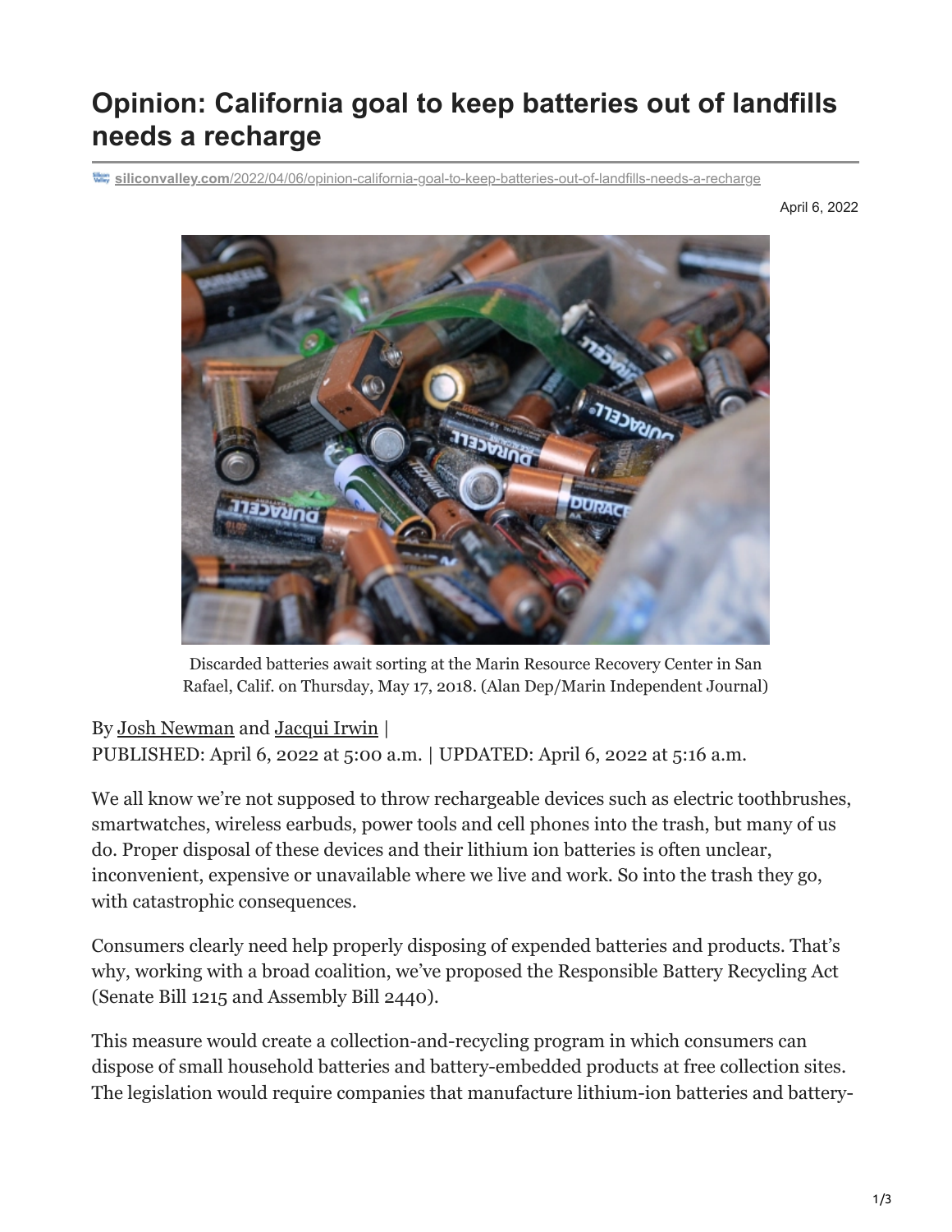# Opinion: California goal to keep batteries out of landfills needs a recharge

siliconvalley.com/2022/04/06/opinion-california-goal-to-keep-batteries-out-of-landfills-needs-a-recharge

April 6, 2022

Discarded batteries await sorting at the Marin Resource Recovery Center in San Rafael, Calif. on Thursday, May 17, 2018. (Alan Dep/Marin Independent Journal)

By Josh Newman and Jacqui Irwin |
PUBLISHED: April 6, 2022 at 5:00 a.m. | UPDATED: April 6, 2022 at 5:16 a.m.

We all know we're not supposed to throw rechargeable devices such as electric toothbrushes, smartwatches, wireless earbuds, power tools and cell phones into the trash, but many of us do. Proper disposal of these devices and their lithium ion batteries is often unclear, inconvenient, expensive or unavailable where we live and work. So into the trash they go, with catastrophic consequences.

Consumers clearly need help properly disposing of expended batteries and products. That's why, working with a broad coalition, we've proposed the Responsible Battery Recycling Act (Senate Bill 1215 and Assembly Bill 2440).

This measure would create a collection-and-recycling program in which consumers can dispose of small household batteries and battery-embedded products at free collection sites. The legislation would require companies that manufacture lithium-ion batteries and battery-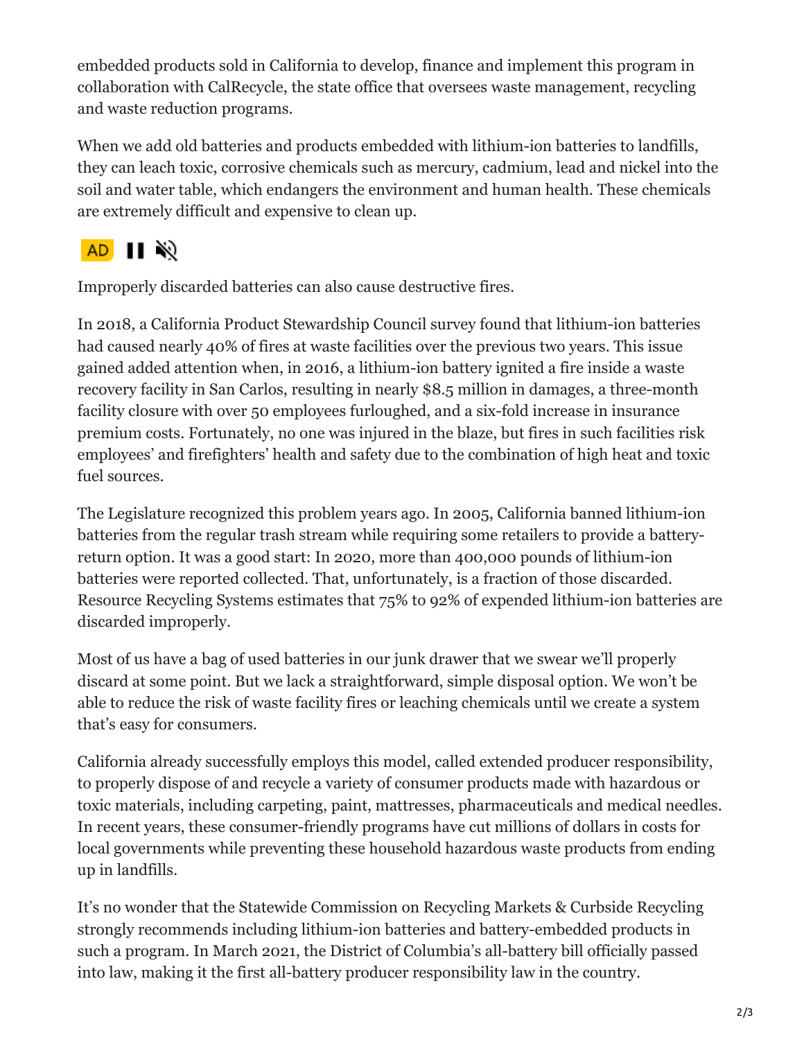embedded products sold in California to develop, finance and implement this program in collaboration with CalRecycle, the state office that oversees waste management, recycling and waste reduction programs.

When we add old batteries and products embedded with lithium-ion batteries to landfills, they can leach toxic, corrosive chemicals such as mercury, cadmium, lead and nickel into the soil and water table, which endangers the environment and human health. These chemicals are extremely difficult and expensive to clean up.

Improperly discarded batteries can also cause destructive fires.

In 2018, a California Product Stewardship Council survey found that lithium-ion batteries had caused nearly 40% of fires at waste facilities over the previous two years. This issue gained added attention when, in 2016, a lithium-ion battery ignited a fire inside a waste recovery facility in San Carlos, resulting in nearly $8.5 million in damages, a three-month facility closure with over 50 employees furloughed, and a six-fold increase in insurance premium costs. Fortunately, no one was injured in the blaze, but fires in such facilities risk employees' and firefighters' health and safety due to the combination of high heat and toxic fuel sources.

The Legislature recognized this problem years ago. In 2005, California banned lithium-ion batteries from the regular trash stream while requiring some retailers to provide a battery-return option. It was a good start: In 2020, more than 400,000 pounds of lithium-ion batteries were reported collected. That, unfortunately, is a fraction of those discarded. Resource Recycling Systems estimates that 75% to 92% of expended lithium-ion batteries are discarded improperly.

Most of us have a bag of used batteries in our junk drawer that we swear we'll properly discard at some point. But we lack a straightforward, simple disposal option. We won't be able to reduce the risk of waste facility fires or leaching chemicals until we create a system that's easy for consumers.

California already successfully employs this model, called extended producer responsibility, to properly dispose of and recycle a variety of consumer products made with hazardous or toxic materials, including carpeting, paint, mattresses, pharmaceuticals and medical needles. In recent years, these consumer-friendly programs have cut millions of dollars in costs for local governments while preventing these household hazardous waste products from ending up in landfills.

It's no wonder that the Statewide Commission on Recycling Markets & Curbside Recycling strongly recommends including lithium-ion batteries and battery-embedded products in such a program. In March 2021, the District of Columbia's all-battery bill officially passed into law, making it the first all-battery producer responsibility law in the country.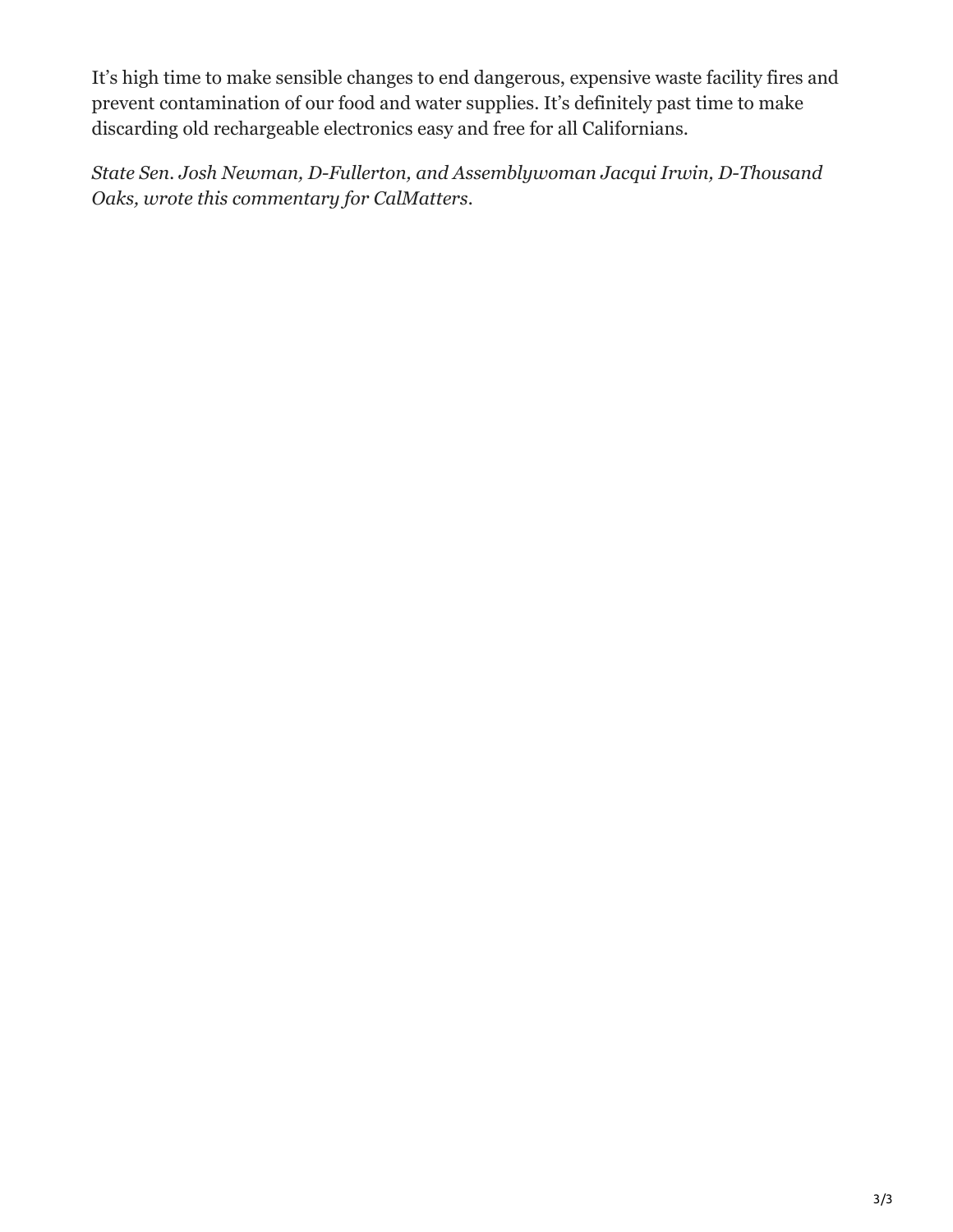It's high time to make sensible changes to end dangerous, expensive waste facility fires and prevent contamination of our food and water supplies. It's definitely past time to make discarding old rechargeable electronics easy and free for all Californians.

*State Sen. Josh Newman, D-Fullerton, and Assemblywoman Jacqui Irwin, D-Thousand Oaks, wrote this commentary for CalMatters.*